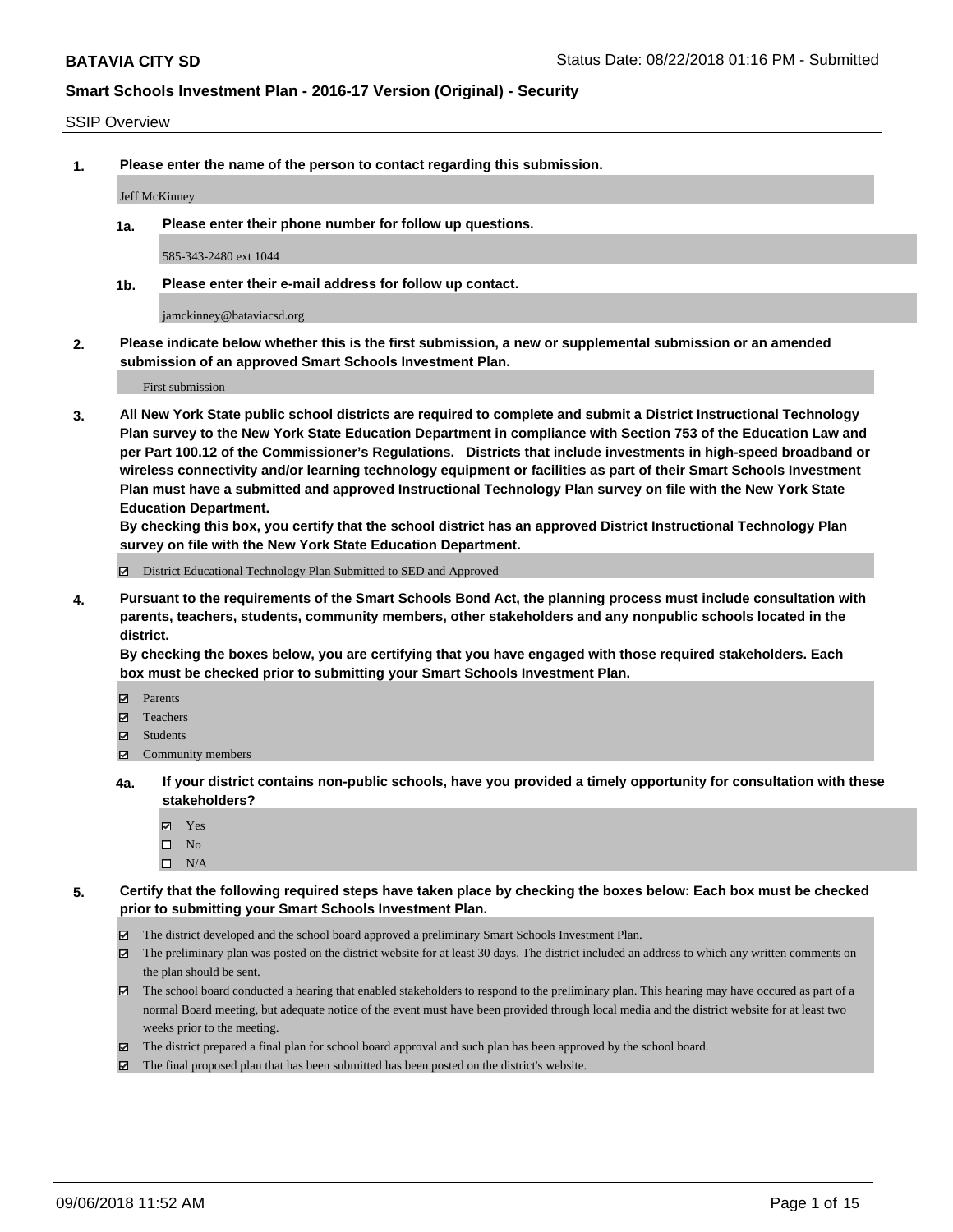**BATAVIA CITY SD** Status Date: 08/22/2018 01:16 PM - Submitted

## Smart Schools Investment Plan - 2016-17 Version (Original) - Security

SSIP Overview

**1. Please enter the name of the person to contact regarding this submission.**

Jeff McKinney

**1a. Please enter their phone number for follow up questions.**

585-343-2480 ext 1044

**1b. Please enter their e-mail address for follow up contact.**

jamckinney@bataviacsd.org

**2. Please indicate below whether this is the first submission, a new or supplemental submission or an amended submission of an approved Smart Schools Investment Plan.**

First submission

**3. All New York State public school districts are required to complete and submit a District Instructional Technology Plan survey to the New York State Education Department in compliance with Section 753 of the Education Law and per Part 100.12 of the Commissioner's Regulations. Districts that include investments in high-speed broadband or wireless connectivity and/or learning technology equipment or facilities as part of their Smart Schools Investment Plan must have a submitted and approved Instructional Technology Plan survey on file with the New York State Education Department.**
**By checking this box, you certify that the school district has an approved District Instructional Technology Plan survey on file with the New York State Education Department.**

☑ District Educational Technology Plan Submitted to SED and Approved

**4. Pursuant to the requirements of the Smart Schools Bond Act, the planning process must include consultation with parents, teachers, students, community members, other stakeholders and any nonpublic schools located in the district.**
**By checking the boxes below, you are certifying that you have engaged with those required stakeholders. Each box must be checked prior to submitting your Smart Schools Investment Plan.**

☑ Parents
☑ Teachers
☑ Students
☑ Community members

**4a. If your district contains non-public schools, have you provided a timely opportunity for consultation with these stakeholders?**

☑ Yes
☐ No
☐ N/A

**5. Certify that the following required steps have taken place by checking the boxes below: Each box must be checked prior to submitting your Smart Schools Investment Plan.**

☑ The district developed and the school board approved a preliminary Smart Schools Investment Plan.
☑ The preliminary plan was posted on the district website for at least 30 days. The district included an address to which any written comments on the plan should be sent.
☑ The school board conducted a hearing that enabled stakeholders to respond to the preliminary plan. This hearing may have occured as part of a normal Board meeting, but adequate notice of the event must have been provided through local media and the district website for at least two weeks prior to the meeting.
☑ The district prepared a final plan for school board approval and such plan has been approved by the school board.
☑ The final proposed plan that has been submitted has been posted on the district's website.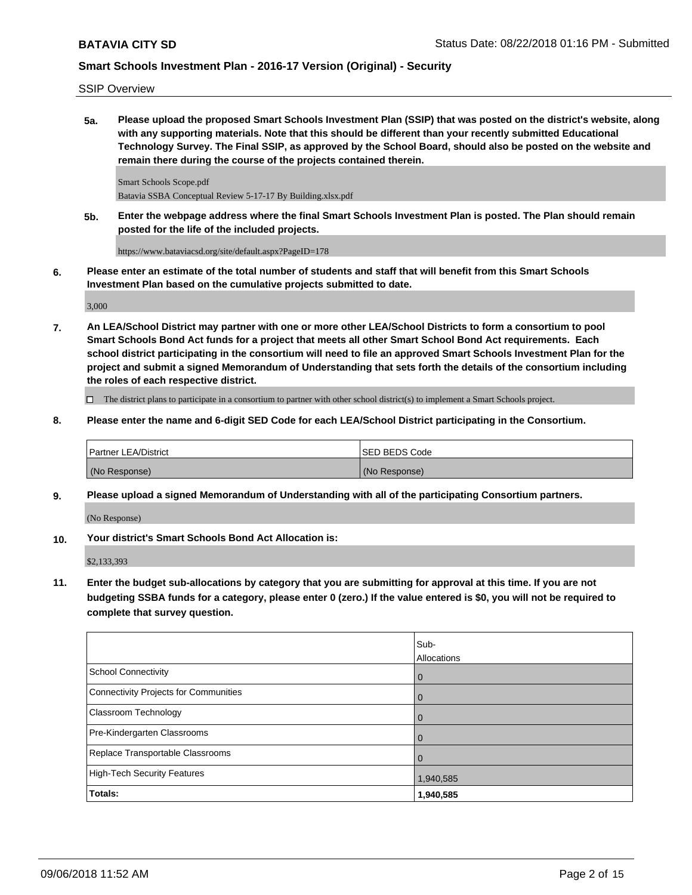SSIP Overview

**5a. Please upload the proposed Smart Schools Investment Plan (SSIP) that was posted on the district's website, along with any supporting materials. Note that this should be different than your recently submitted Educational Technology Survey. The Final SSIP, as approved by the School Board, should also be posted on the website and remain there during the course of the projects contained therein.**

Smart Schools Scope.pdf
Batavia SSBA Conceptual Review 5-17-17 By Building.xlsx.pdf

**5b. Enter the webpage address where the final Smart Schools Investment Plan is posted. The Plan should remain posted for the life of the included projects.**

https://www.bataviacsd.org/site/default.aspx?PageID=178

**6. Please enter an estimate of the total number of students and staff that will benefit from this Smart Schools Investment Plan based on the cumulative projects submitted to date.**

3,000

**7. An LEA/School District may partner with one or more other LEA/School Districts to form a consortium to pool Smart Schools Bond Act funds for a project that meets all other Smart School Bond Act requirements. Each school district participating in the consortium will need to file an approved Smart Schools Investment Plan for the project and submit a signed Memorandum of Understanding that sets forth the details of the consortium including the roles of each respective district.**

☐ The district plans to participate in a consortium to partner with other school district(s) to implement a Smart Schools project.

**8. Please enter the name and 6-digit SED Code for each LEA/School District participating in the Consortium.**

| Partner LEA/District | SED BEDS Code |
|---|---|
| (No Response) | (No Response) |

**9. Please upload a signed Memorandum of Understanding with all of the participating Consortium partners.**

(No Response)

**10. Your district's Smart Schools Bond Act Allocation is:**

$2,133,393

**11. Enter the budget sub-allocations by category that you are submitting for approval at this time. If you are not budgeting SSBA funds for a category, please enter 0 (zero.) If the value entered is $0, you will not be required to complete that survey question.**

| | Sub-Allocations |
|---|---|
| School Connectivity | 0 |
| Connectivity Projects for Communities | 0 |
| Classroom Technology | 0 |
| Pre-Kindergarten Classrooms | 0 |
| Replace Transportable Classrooms | 0 |
| High-Tech Security Features | 1,940,585 |
| **Totals:** | **1,940,585** |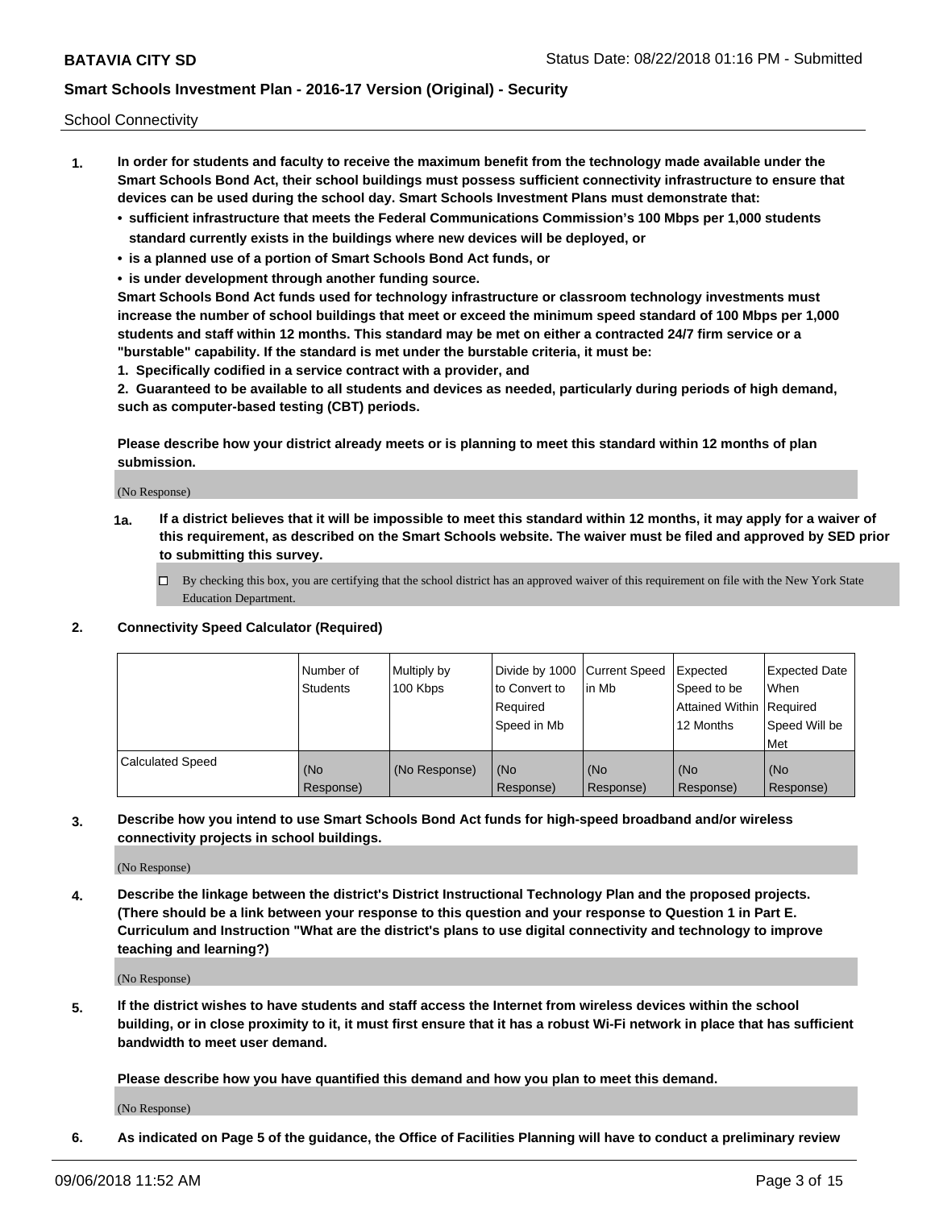School Connectivity

1. **In order for students and faculty to receive the maximum benefit from the technology made available under the Smart Schools Bond Act, their school buildings must possess sufficient connectivity infrastructure to ensure that devices can be used during the school day. Smart Schools Investment Plans must demonstrate that:**
   - **sufficient infrastructure that meets the Federal Communications Commission's 100 Mbps per 1,000 students standard currently exists in the buildings where new devices will be deployed, or**
   - **is a planned use of a portion of Smart Schools Bond Act funds, or**
   - **is under development through another funding source.**

   **Smart Schools Bond Act funds used for technology infrastructure or classroom technology investments must increase the number of school buildings that meet or exceed the minimum speed standard of 100 Mbps per 1,000 students and staff within 12 months. This standard may be met on either a contracted 24/7 firm service or a "burstable" capability. If the standard is met under the burstable criteria, it must be:**

   **1. Specifically codified in a service contract with a provider, and**

   **2. Guaranteed to be available to all students and devices as needed, particularly during periods of high demand, such as computer-based testing (CBT) periods.**

   **Please describe how your district already meets or is planning to meet this standard within 12 months of plan submission.**

   (No Response)

   **1a. If a district believes that it will be impossible to meet this standard within 12 months, it may apply for a waiver of this requirement, as described on the Smart Schools website. The waiver must be filed and approved by SED prior to submitting this survey.**

   ☐ By checking this box, you are certifying that the school district has an approved waiver of this requirement on file with the New York State Education Department.

2. **Connectivity Speed Calculator (Required)**

| | Number of Students | Multiply by 100 Kbps | Divide by 1000 to Convert to Required Speed in Mb | Current Speed in Mb | Expected Speed to be Attained Within 12 Months | Expected Date When Required Speed Will be Met |
|---|---|---|---|---|---|---|
| Calculated Speed | (No Response) | (No Response) | (No Response) | (No Response) | (No Response) | (No Response) |

3. **Describe how you intend to use Smart Schools Bond Act funds for high-speed broadband and/or wireless connectivity projects in school buildings.**

   (No Response)

4. **Describe the linkage between the district's District Instructional Technology Plan and the proposed projects. (There should be a link between your response to this question and your response to Question 1 in Part E. Curriculum and Instruction "What are the district's plans to use digital connectivity and technology to improve teaching and learning?)**

   (No Response)

5. **If the district wishes to have students and staff access the Internet from wireless devices within the school building, or in close proximity to it, it must first ensure that it has a robust Wi-Fi network in place that has sufficient bandwidth to meet user demand.**

   **Please describe how you have quantified this demand and how you plan to meet this demand.**

   (No Response)

6. **As indicated on Page 5 of the guidance, the Office of Facilities Planning will have to conduct a preliminary review**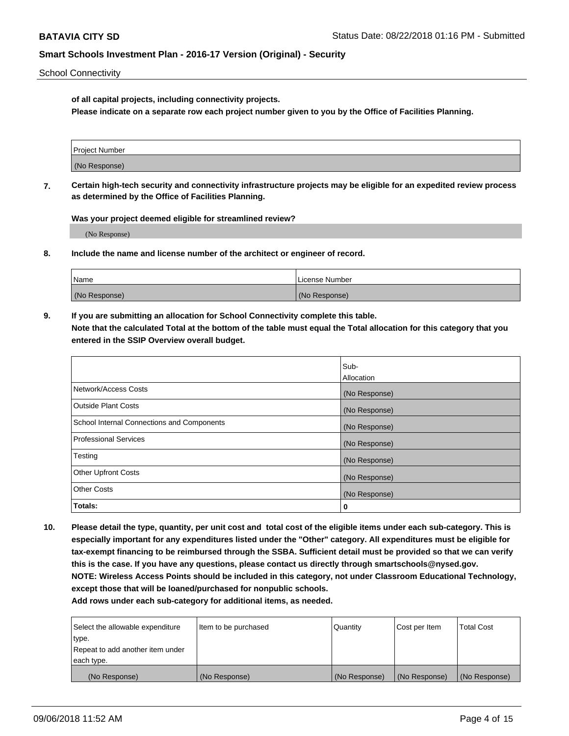of all capital projects, including connectivity projects.

**Please indicate on a separate row each project number given to you by the Office of Facilities Planning.**

| Project Number |
| --- |
| (No Response) |

**7. Certain high-tech security and connectivity infrastructure projects may be eligible for an expedited review process as determined by the Office of Facilities Planning.**

**Was your project deemed eligible for streamlined review?**

(No Response)

**8. Include the name and license number of the architect or engineer of record.**

| Name | License Number |
| --- | --- |
| (No Response) | (No Response) |

**9. If you are submitting an allocation for School Connectivity complete this table.**
**Note that the calculated Total at the bottom of the table must equal the Total allocation for this category that you entered in the SSIP Overview overall budget.**

| | Sub-Allocation |
| --- | --- |
| Network/Access Costs | (No Response) |
| Outside Plant Costs | (No Response) |
| School Internal Connections and Components | (No Response) |
| Professional Services | (No Response) |
| Testing | (No Response) |
| Other Upfront Costs | (No Response) |
| Other Costs | (No Response) |
| **Totals:** | **0** |

**10. Please detail the type, quantity, per unit cost and total cost of the eligible items under each sub-category. This is especially important for any expenditures listed under the "Other" category. All expenditures must be eligible for tax-exempt financing to be reimbursed through the SSBA. Sufficient detail must be provided so that we can verify this is the case. If you have any questions, please contact us directly through smartschools@nysed.gov.**
**NOTE: Wireless Access Points should be included in this category, not under Classroom Educational Technology, except those that will be loaned/purchased for nonpublic schools.**
**Add rows under each sub-category for additional items, as needed.**

| Select the allowable expenditure type. Repeat to add another item under each type. | Item to be purchased | Quantity | Cost per Item | Total Cost |
| --- | --- | --- | --- | --- |
| (No Response) | (No Response) | (No Response) | (No Response) | (No Response) |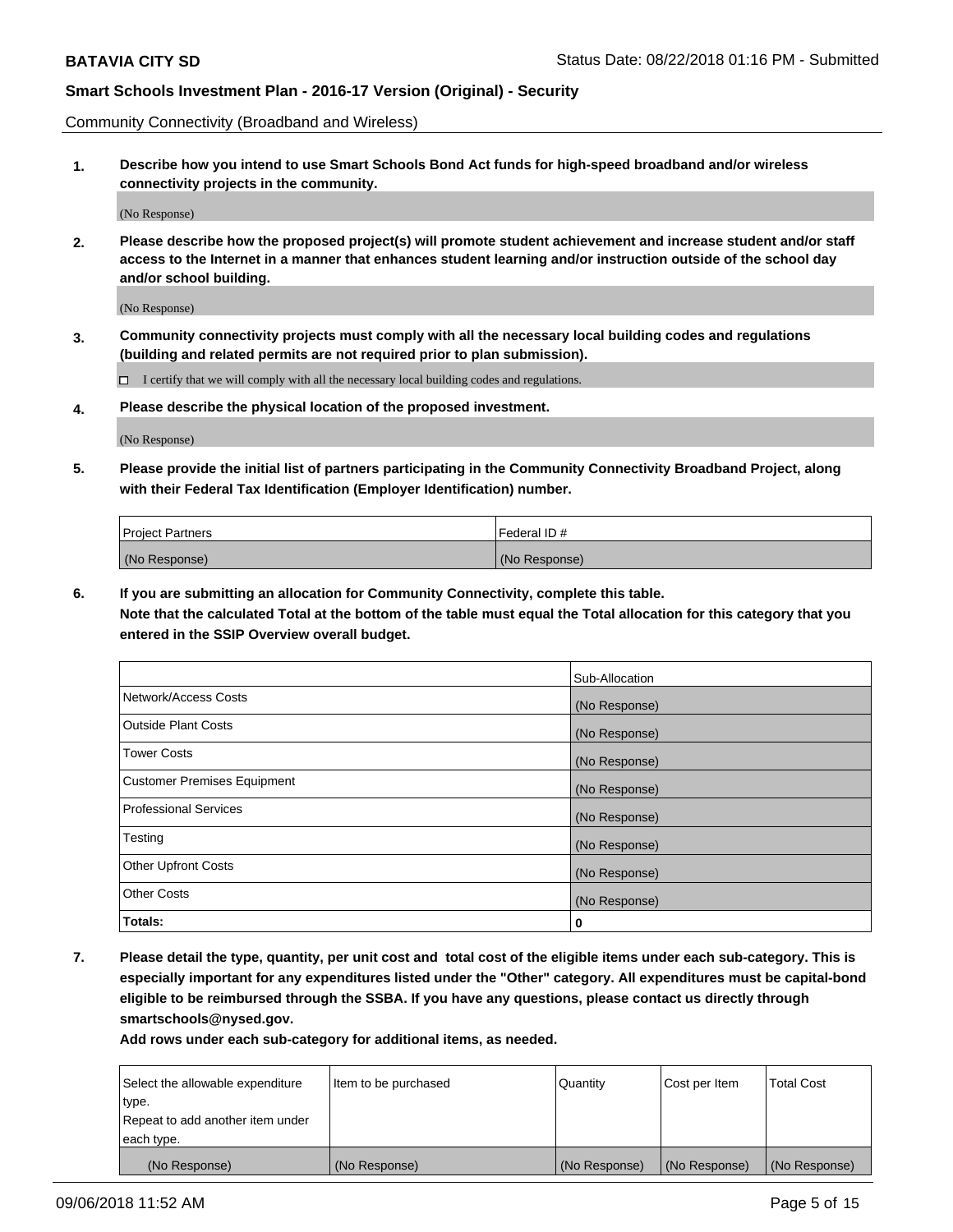Community Connectivity (Broadband and Wireless)

**1. Describe how you intend to use Smart Schools Bond Act funds for high-speed broadband and/or wireless connectivity projects in the community.**

(No Response)

**2. Please describe how the proposed project(s) will promote student achievement and increase student and/or staff access to the Internet in a manner that enhances student learning and/or instruction outside of the school day and/or school building.**

(No Response)

**3. Community connectivity projects must comply with all the necessary local building codes and regulations (building and related permits are not required prior to plan submission).**

☐ I certify that we will comply with all the necessary local building codes and regulations.

**4. Please describe the physical location of the proposed investment.**

(No Response)

**5. Please provide the initial list of partners participating in the Community Connectivity Broadband Project, along with their Federal Tax Identification (Employer Identification) number.**

| Project Partners | Federal ID # |
|---|---|
| (No Response) | (No Response) |

**6. If you are submitting an allocation for Community Connectivity, complete this table.**
**Note that the calculated Total at the bottom of the table must equal the Total allocation for this category that you entered in the SSIP Overview overall budget.**

| | Sub-Allocation |
|---|---|
| Network/Access Costs | (No Response) |
| Outside Plant Costs | (No Response) |
| Tower Costs | (No Response) |
| Customer Premises Equipment | (No Response) |
| Professional Services | (No Response) |
| Testing | (No Response) |
| Other Upfront Costs | (No Response) |
| Other Costs | (No Response) |
| **Totals:** | **0** |

**7. Please detail the type, quantity, per unit cost and total cost of the eligible items under each sub-category. This is especially important for any expenditures listed under the "Other" category. All expenditures must be capital-bond eligible to be reimbursed through the SSBA. If you have any questions, please contact us directly through smartschools@nysed.gov.**

**Add rows under each sub-category for additional items, as needed.**

| Select the allowable expenditure type. Repeat to add another item under each type. | Item to be purchased | Quantity | Cost per Item | Total Cost |
|---|---|---|---|---|
| (No Response) | (No Response) | (No Response) | (No Response) | (No Response) |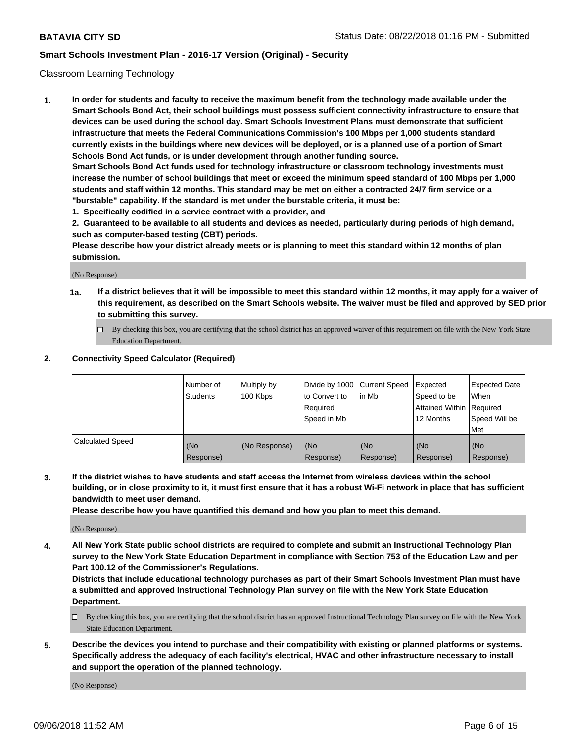Classroom Learning Technology

1. **In order for students and faculty to receive the maximum benefit from the technology made available under the Smart Schools Bond Act, their school buildings must possess sufficient connectivity infrastructure to ensure that devices can be used during the school day. Smart Schools Investment Plans must demonstrate that sufficient infrastructure that meets the Federal Communications Commission's 100 Mbps per 1,000 students standard currently exists in the buildings where new devices will be deployed, or is a planned use of a portion of Smart Schools Bond Act funds, or is under development through another funding source.**
   **Smart Schools Bond Act funds used for technology infrastructure or classroom technology investments must increase the number of school buildings that meet or exceed the minimum speed standard of 100 Mbps per 1,000 students and staff within 12 months. This standard may be met on either a contracted 24/7 firm service or a "burstable" capability. If the standard is met under the burstable criteria, it must be:**
   **1. Specifically codified in a service contract with a provider, and**
   **2. Guaranteed to be available to all students and devices as needed, particularly during periods of high demand, such as computer-based testing (CBT) periods.**
   **Please describe how your district already meets or is planning to meet this standard within 12 months of plan submission.**

   (No Response)

   **1a. If a district believes that it will be impossible to meet this standard within 12 months, it may apply for a waiver of this requirement, as described on the Smart Schools website. The waiver must be filed and approved by SED prior to submitting this survey.**

   ☐ By checking this box, you are certifying that the school district has an approved waiver of this requirement on file with the New York State Education Department.

2. **Connectivity Speed Calculator (Required)**

| | Number of Students | Multiply by 100 Kbps | Divide by 1000 to Convert to Required Speed in Mb | Current Speed in Mb | Expected Speed to be Attained Within 12 Months | Expected Date When Required Speed Will be Met |
|---|---|---|---|---|---|---|
| Calculated Speed | (No Response) | (No Response) | (No Response) | (No Response) | (No Response) | (No Response) |

3. **If the district wishes to have students and staff access the Internet from wireless devices within the school building, or in close proximity to it, it must first ensure that it has a robust Wi-Fi network in place that has sufficient bandwidth to meet user demand.**
   **Please describe how you have quantified this demand and how you plan to meet this demand.**

   (No Response)

4. **All New York State public school districts are required to complete and submit an Instructional Technology Plan survey to the New York State Education Department in compliance with Section 753 of the Education Law and per Part 100.12 of the Commissioner's Regulations.**
   **Districts that include educational technology purchases as part of their Smart Schools Investment Plan must have a submitted and approved Instructional Technology Plan survey on file with the New York State Education Department.**

   ☐ By checking this box, you are certifying that the school district has an approved Instructional Technology Plan survey on file with the New York State Education Department.

5. **Describe the devices you intend to purchase and their compatibility with existing or planned platforms or systems. Specifically address the adequacy of each facility's electrical, HVAC and other infrastructure necessary to install and support the operation of the planned technology.**

   (No Response)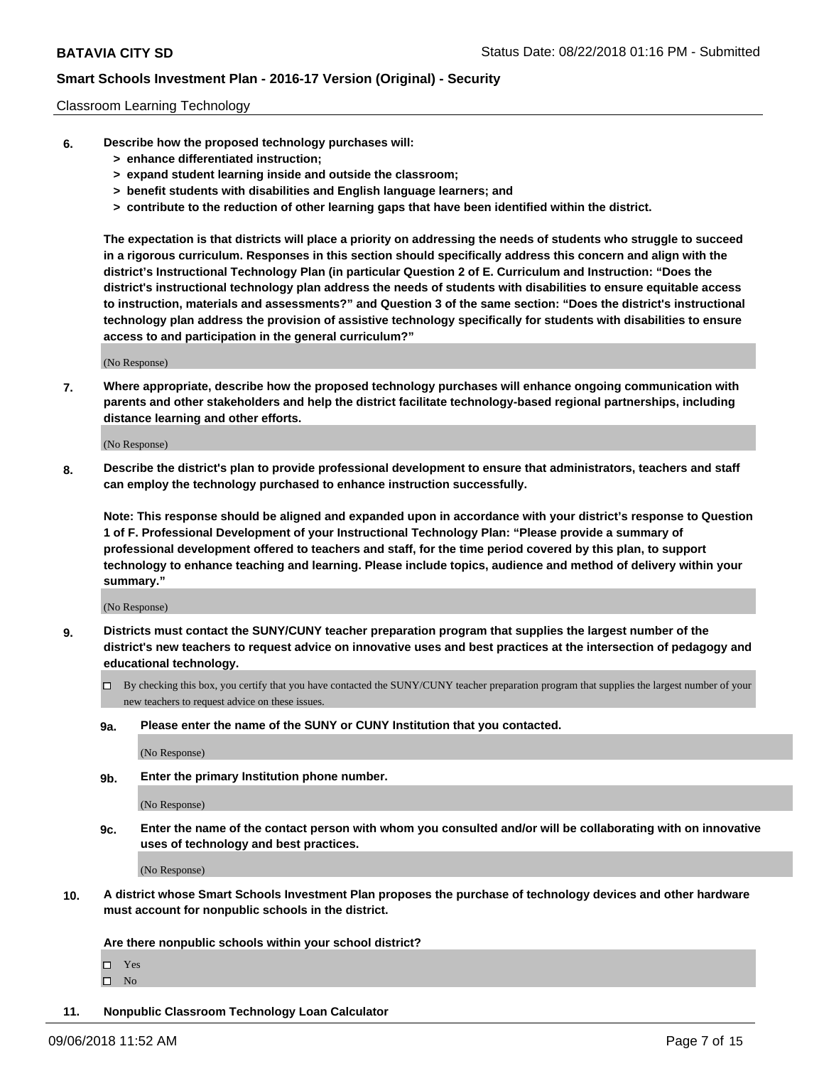Classroom Learning Technology

6. **Describe how the proposed technology purchases will:**
   - **> enhance differentiated instruction;**
   - **> expand student learning inside and outside the classroom;**
   - **> benefit students with disabilities and English language learners; and**
   - **> contribute to the reduction of other learning gaps that have been identified within the district.**

   **The expectation is that districts will place a priority on addressing the needs of students who struggle to succeed in a rigorous curriculum. Responses in this section should specifically address this concern and align with the district's Instructional Technology Plan (in particular Question 2 of E. Curriculum and Instruction: "Does the district's instructional technology plan address the needs of students with disabilities to ensure equitable access to instruction, materials and assessments?" and Question 3 of the same section: "Does the district's instructional technology plan address the provision of assistive technology specifically for students with disabilities to ensure access to and participation in the general curriculum?"**

   (No Response)

7. **Where appropriate, describe how the proposed technology purchases will enhance ongoing communication with parents and other stakeholders and help the district facilitate technology-based regional partnerships, including distance learning and other efforts.**

   (No Response)

8. **Describe the district's plan to provide professional development to ensure that administrators, teachers and staff can employ the technology purchased to enhance instruction successfully.**

   **Note: This response should be aligned and expanded upon in accordance with your district's response to Question 1 of F. Professional Development of your Instructional Technology Plan: "Please provide a summary of professional development offered to teachers and staff, for the time period covered by this plan, to support technology to enhance teaching and learning. Please include topics, audience and method of delivery within your summary."**

   (No Response)

9. **Districts must contact the SUNY/CUNY teacher preparation program that supplies the largest number of the district's new teachers to request advice on innovative uses and best practices at the intersection of pedagogy and educational technology.**

   ☐ By checking this box, you certify that you have contacted the SUNY/CUNY teacher preparation program that supplies the largest number of your new teachers to request advice on these issues.

   **9a. Please enter the name of the SUNY or CUNY Institution that you contacted.**

   (No Response)

   **9b. Enter the primary Institution phone number.**

   (No Response)

   **9c. Enter the name of the contact person with whom you consulted and/or will be collaborating with on innovative uses of technology and best practices.**

   (No Response)

10. **A district whose Smart Schools Investment Plan proposes the purchase of technology devices and other hardware must account for nonpublic schools in the district.**

    **Are there nonpublic schools within your school district?**

    ☐ Yes
    ☐ No

11. **Nonpublic Classroom Technology Loan Calculator**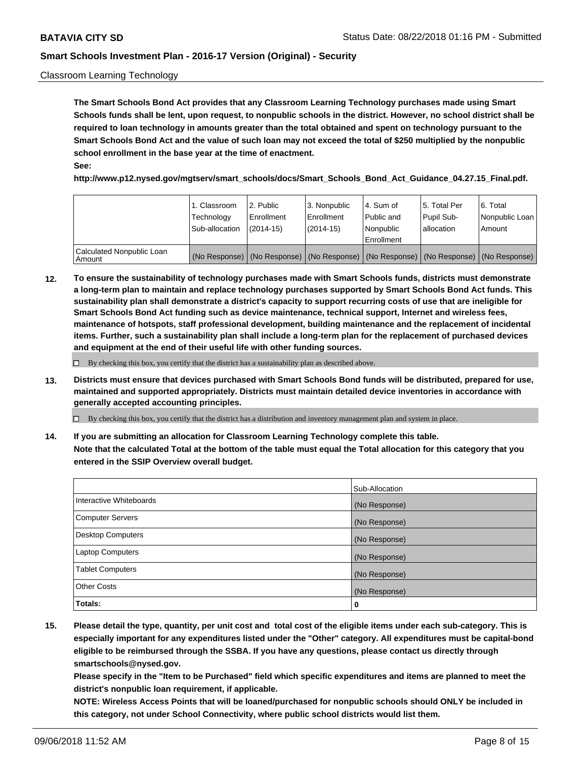Classroom Learning Technology

**The Smart Schools Bond Act provides that any Classroom Learning Technology purchases made using Smart Schools funds shall be lent, upon request, to nonpublic schools in the district. However, no school district shall be required to loan technology in amounts greater than the total obtained and spent on technology pursuant to the Smart Schools Bond Act and the value of such loan may not exceed the total of $250 multiplied by the nonpublic school enrollment in the base year at the time of enactment.**

**See:**

**http://www.p12.nysed.gov/mgtserv/smart_schools/docs/Smart_Schools_Bond_Act_Guidance_04.27.15_Final.pdf.**

| | 1. Classroom Technology Sub-allocation | 2. Public Enrollment (2014-15) | 3. Nonpublic Enrollment (2014-15) | 4. Sum of Public and Nonpublic Enrollment | 5. Total Per Pupil Sub-allocation | 6. Total Nonpublic Loan Amount |
|---|---|---|---|---|---|---|
| Calculated Nonpublic Loan Amount | (No Response) | (No Response) | (No Response) | (No Response) | (No Response) | (No Response) |

**12. To ensure the sustainability of technology purchases made with Smart Schools funds, districts must demonstrate a long-term plan to maintain and replace technology purchases supported by Smart Schools Bond Act funds. This sustainability plan shall demonstrate a district's capacity to support recurring costs of use that are ineligible for Smart Schools Bond Act funding such as device maintenance, technical support, Internet and wireless fees, maintenance of hotspots, staff professional development, building maintenance and the replacement of incidental items. Further, such a sustainability plan shall include a long-term plan for the replacement of purchased devices and equipment at the end of their useful life with other funding sources.**

☐ By checking this box, you certify that the district has a sustainability plan as described above.

**13. Districts must ensure that devices purchased with Smart Schools Bond funds will be distributed, prepared for use, maintained and supported appropriately. Districts must maintain detailed device inventories in accordance with generally accepted accounting principles.**

☐ By checking this box, you certify that the district has a distribution and inventory management plan and system in place.

**14. If you are submitting an allocation for Classroom Learning Technology complete this table.**
**Note that the calculated Total at the bottom of the table must equal the Total allocation for this category that you entered in the SSIP Overview overall budget.**

| | Sub-Allocation |
|---|---|
| Interactive Whiteboards | (No Response) |
| Computer Servers | (No Response) |
| Desktop Computers | (No Response) |
| Laptop Computers | (No Response) |
| Tablet Computers | (No Response) |
| Other Costs | (No Response) |
| **Totals:** | **0** |

**15. Please detail the type, quantity, per unit cost and total cost of the eligible items under each sub-category. This is especially important for any expenditures listed under the "Other" category. All expenditures must be capital-bond eligible to be reimbursed through the SSBA. If you have any questions, please contact us directly through smartschools@nysed.gov.**

**Please specify in the "Item to be Purchased" field which specific expenditures and items are planned to meet the district's nonpublic loan requirement, if applicable.**

**NOTE: Wireless Access Points that will be loaned/purchased for nonpublic schools should ONLY be included in this category, not under School Connectivity, where public school districts would list them.**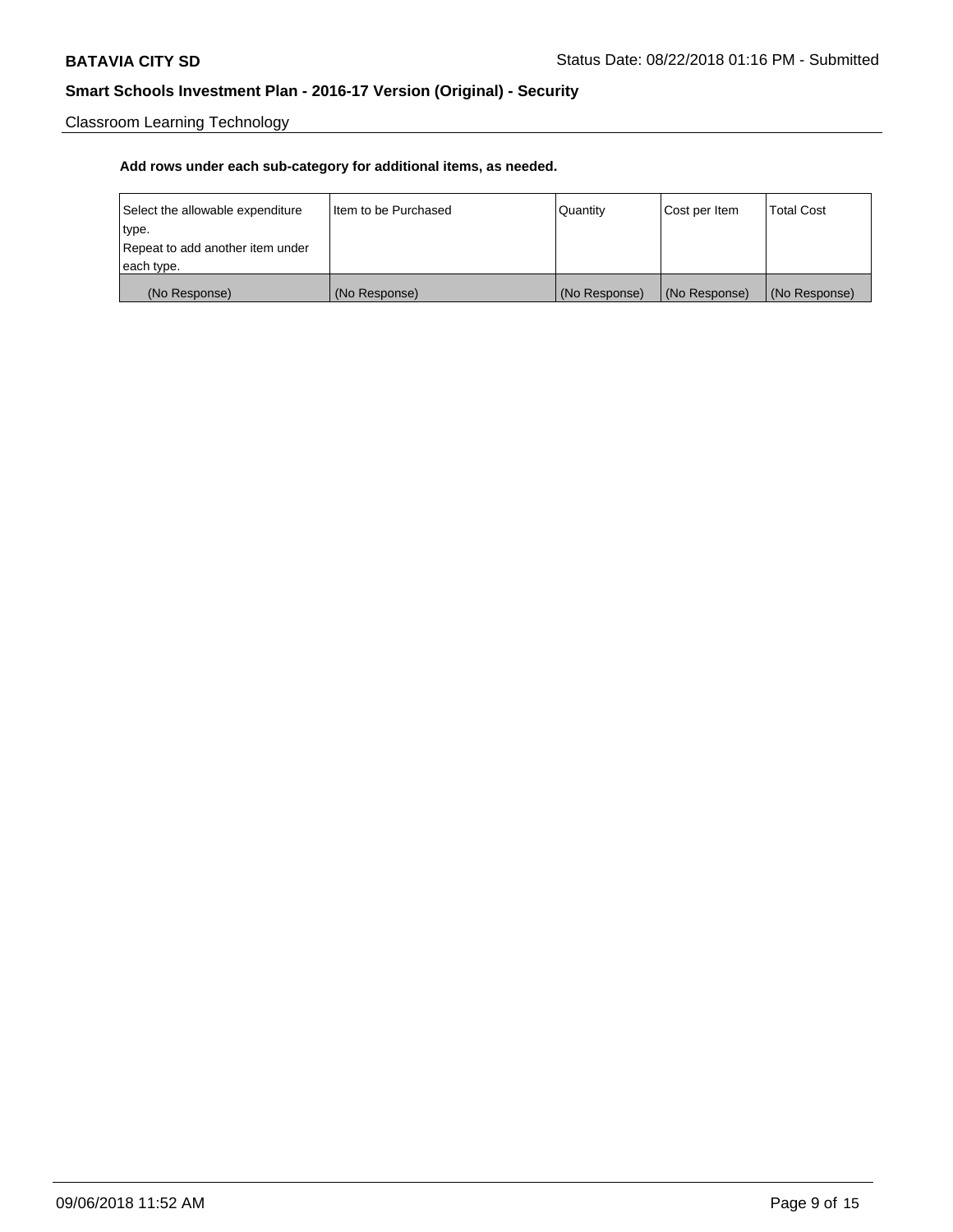Classroom Learning Technology

**Add rows under each sub-category for additional items, as needed.**

| Select the allowable expenditure type.<br>Repeat to add another item under each type. | Item to be Purchased | Quantity | Cost per Item | Total Cost |
| --- | --- | --- | --- | --- |
| (No Response) | (No Response) | (No Response) | (No Response) | (No Response) |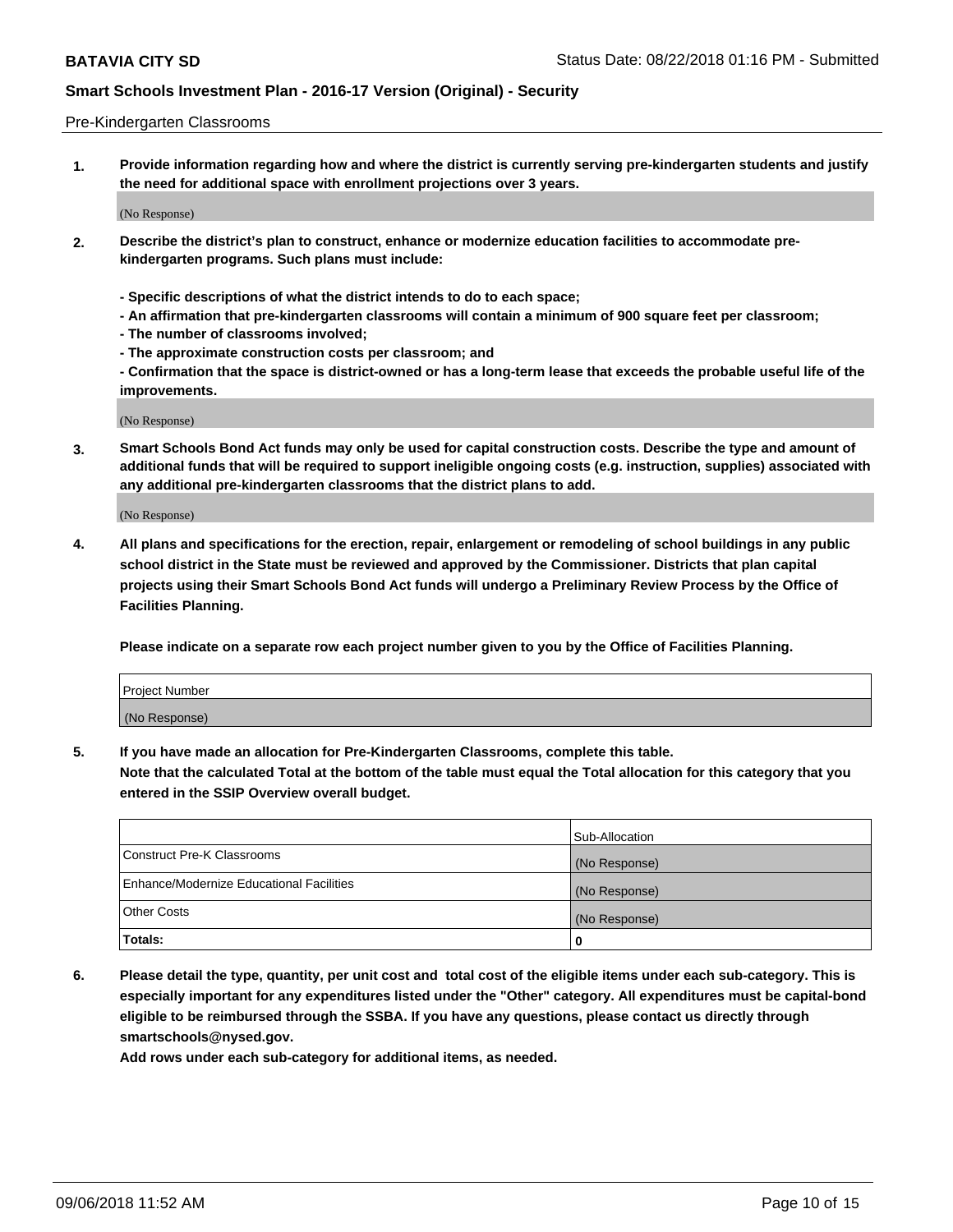Pre-Kindergarten Classrooms

**1. Provide information regarding how and where the district is currently serving pre-kindergarten students and justify the need for additional space with enrollment projections over 3 years.**

(No Response)

**2. Describe the district's plan to construct, enhance or modernize education facilities to accommodate pre-kindergarten programs. Such plans must include:**

**- Specific descriptions of what the district intends to do to each space;**
**- An affirmation that pre-kindergarten classrooms will contain a minimum of 900 square feet per classroom;**
**- The number of classrooms involved;**
**- The approximate construction costs per classroom; and**
**- Confirmation that the space is district-owned or has a long-term lease that exceeds the probable useful life of the improvements.**

(No Response)

**3. Smart Schools Bond Act funds may only be used for capital construction costs. Describe the type and amount of additional funds that will be required to support ineligible ongoing costs (e.g. instruction, supplies) associated with any additional pre-kindergarten classrooms that the district plans to add.**

(No Response)

**4. All plans and specifications for the erection, repair, enlargement or remodeling of school buildings in any public school district in the State must be reviewed and approved by the Commissioner. Districts that plan capital projects using their Smart Schools Bond Act funds will undergo a Preliminary Review Process by the Office of Facilities Planning.**

**Please indicate on a separate row each project number given to you by the Office of Facilities Planning.**

| Project Number |
| --- |
| (No Response) |

**5. If you have made an allocation for Pre-Kindergarten Classrooms, complete this table.**
**Note that the calculated Total at the bottom of the table must equal the Total allocation for this category that you entered in the SSIP Overview overall budget.**

| | Sub-Allocation |
| --- | --- |
| Construct Pre-K Classrooms | (No Response) |
| Enhance/Modernize Educational Facilities | (No Response) |
| Other Costs | (No Response) |
| **Totals:** | **0** |

**6. Please detail the type, quantity, per unit cost and total cost of the eligible items under each sub-category. This is especially important for any expenditures listed under the "Other" category. All expenditures must be capital-bond eligible to be reimbursed through the SSBA. If you have any questions, please contact us directly through smartschools@nysed.gov.**
**Add rows under each sub-category for additional items, as needed.**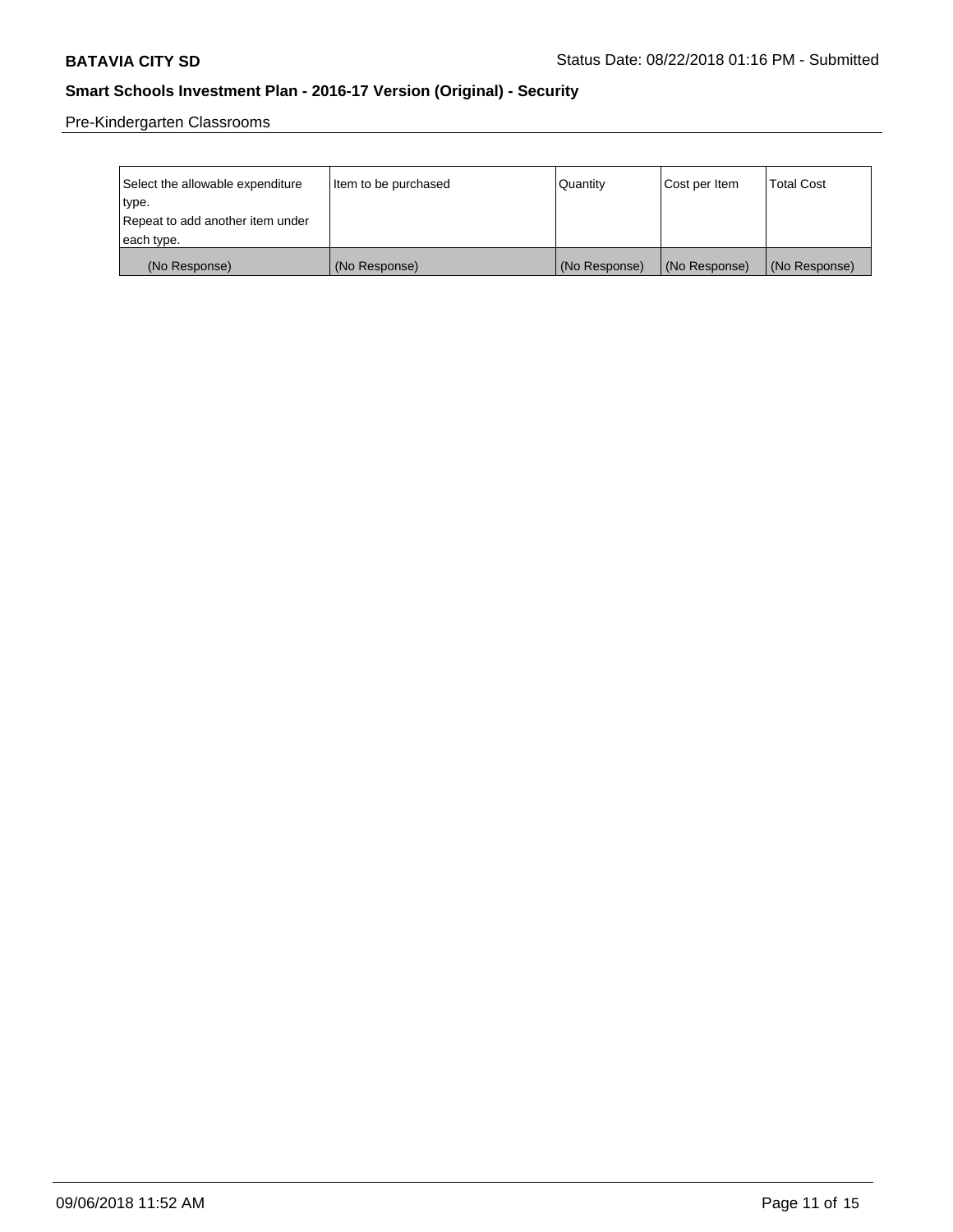Pre-Kindergarten Classrooms

| Select the allowable expenditure type. Repeat to add another item under each type. | Item to be purchased | Quantity | Cost per Item | Total Cost |
| --- | --- | --- | --- | --- |
| (No Response) | (No Response) | (No Response) | (No Response) | (No Response) |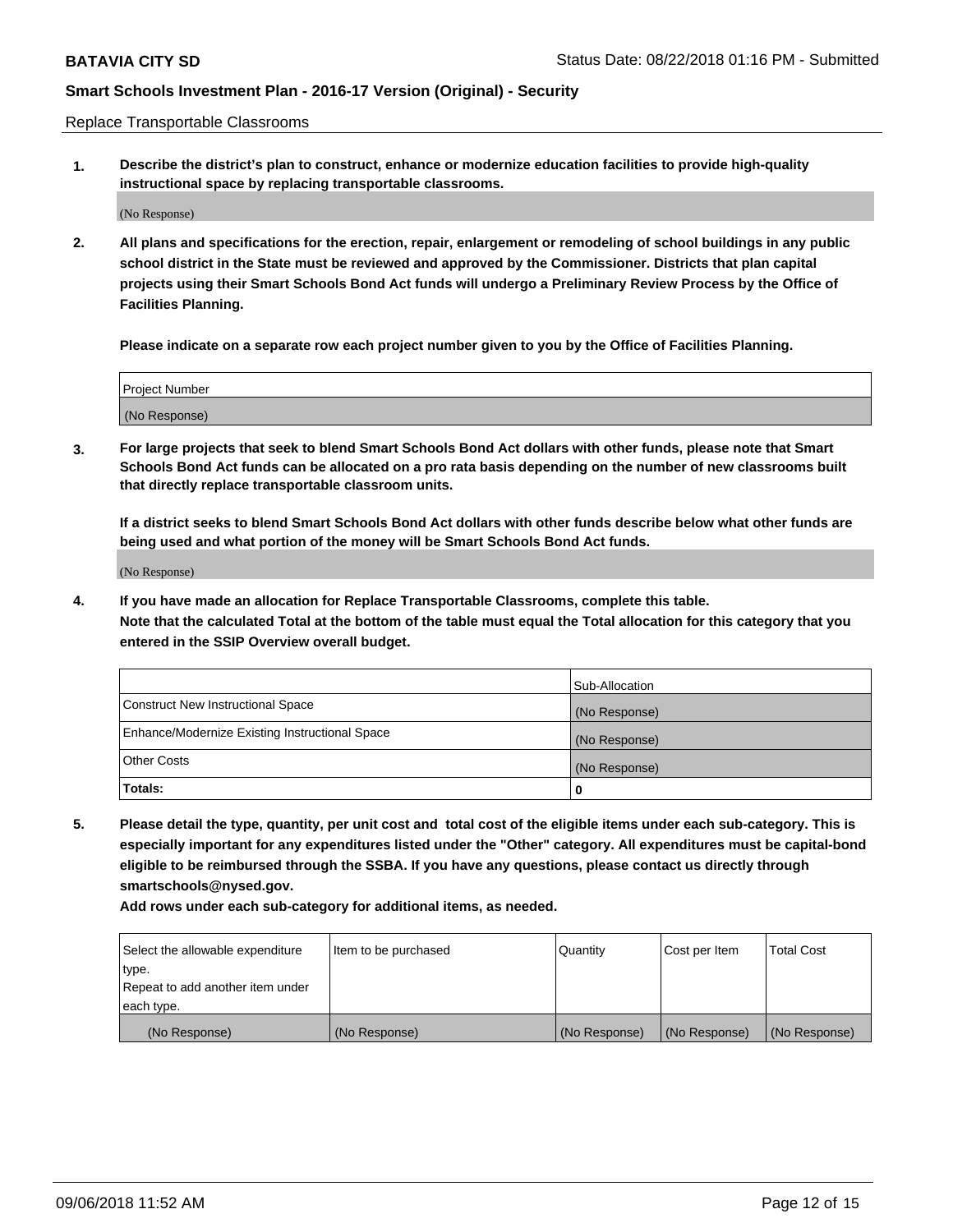Replace Transportable Classrooms

1. **Describe the district's plan to construct, enhance or modernize education facilities to provide high-quality instructional space by replacing transportable classrooms.**

(No Response)

2. **All plans and specifications for the erection, repair, enlargement or remodeling of school buildings in any public school district in the State must be reviewed and approved by the Commissioner. Districts that plan capital projects using their Smart Schools Bond Act funds will undergo a Preliminary Review Process by the Office of Facilities Planning.**

**Please indicate on a separate row each project number given to you by the Office of Facilities Planning.**

| Project Number |
|---|
| (No Response) |

3. **For large projects that seek to blend Smart Schools Bond Act dollars with other funds, please note that Smart Schools Bond Act funds can be allocated on a pro rata basis depending on the number of new classrooms built that directly replace transportable classroom units.**

**If a district seeks to blend Smart Schools Bond Act dollars with other funds describe below what other funds are being used and what portion of the money will be Smart Schools Bond Act funds.**

(No Response)

4. **If you have made an allocation for Replace Transportable Classrooms, complete this table. Note that the calculated Total at the bottom of the table must equal the Total allocation for this category that you entered in the SSIP Overview overall budget.**

| | Sub-Allocation |
|---|---|
| Construct New Instructional Space | (No Response) |
| Enhance/Modernize Existing Instructional Space | (No Response) |
| Other Costs | (No Response) |
| **Totals:** | **0** |

5. **Please detail the type, quantity, per unit cost and total cost of the eligible items under each sub-category. This is especially important for any expenditures listed under the "Other" category. All expenditures must be capital-bond eligible to be reimbursed through the SSBA. If you have any questions, please contact us directly through smartschools@nysed.gov.**

**Add rows under each sub-category for additional items, as needed.**

| Select the allowable expenditure type. Repeat to add another item under each type. | Item to be purchased | Quantity | Cost per Item | Total Cost |
|---|---|---|---|---|
| (No Response) | (No Response) | (No Response) | (No Response) | (No Response) |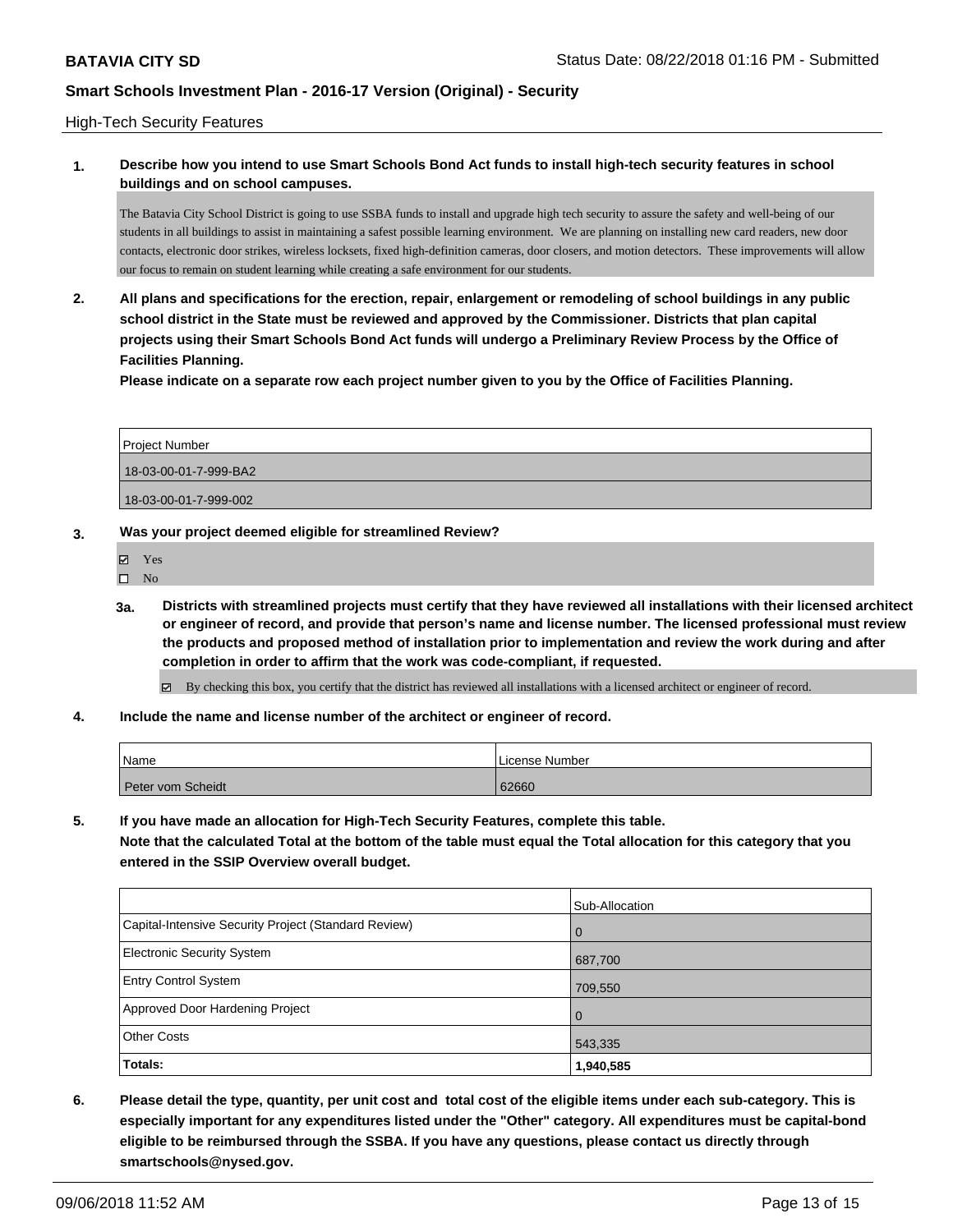**BATAVIA CITY SD**

**Smart Schools Investment Plan - 2016-17 Version (Original) - Security**

High-Tech Security Features

**1. Describe how you intend to use Smart Schools Bond Act funds to install high-tech security features in school buildings and on school campuses.**

The Batavia City School District is going to use SSBA funds to install and upgrade high tech security to assure the safety and well-being of our students in all buildings to assist in maintaining a safest possible learning environment. We are planning on installing new card readers, new door contacts, electronic door strikes, wireless locksets, fixed high-definition cameras, door closers, and motion detectors. These improvements will allow our focus to remain on student learning while creating a safe environment for our students.

**2. All plans and specifications for the erection, repair, enlargement or remodeling of school buildings in any public school district in the State must be reviewed and approved by the Commissioner. Districts that plan capital projects using their Smart Schools Bond Act funds will undergo a Preliminary Review Process by the Office of Facilities Planning.**

**Please indicate on a separate row each project number given to you by the Office of Facilities Planning.**

| Project Number |
| --- |
| 18-03-00-01-7-999-BA2 |
| 18-03-00-01-7-999-002 |

**3. Was your project deemed eligible for streamlined Review?**

☑ Yes
☐ No

**3a. Districts with streamlined projects must certify that they have reviewed all installations with their licensed architect or engineer of record, and provide that person's name and license number. The licensed professional must review the products and proposed method of installation prior to implementation and review the work during and after completion in order to affirm that the work was code-compliant, if requested.**

☑ By checking this box, you certify that the district has reviewed all installations with a licensed architect or engineer of record.

**4. Include the name and license number of the architect or engineer of record.**

| Name | License Number |
| --- | --- |
| Peter vom Scheidt | 62660 |

**5. If you have made an allocation for High-Tech Security Features, complete this table.**
**Note that the calculated Total at the bottom of the table must equal the Total allocation for this category that you entered in the SSIP Overview overall budget.**

| | Sub-Allocation |
| --- | --- |
| Capital-Intensive Security Project (Standard Review) | 0 |
| Electronic Security System | 687,700 |
| Entry Control System | 709,550 |
| Approved Door Hardening Project | 0 |
| Other Costs | 543,335 |
| **Totals:** | **1,940,585** |

**6. Please detail the type, quantity, per unit cost and total cost of the eligible items under each sub-category. This is especially important for any expenditures listed under the "Other" category. All expenditures must be capital-bond eligible to be reimbursed through the SSBA. If you have any questions, please contact us directly through smartschools@nysed.gov.**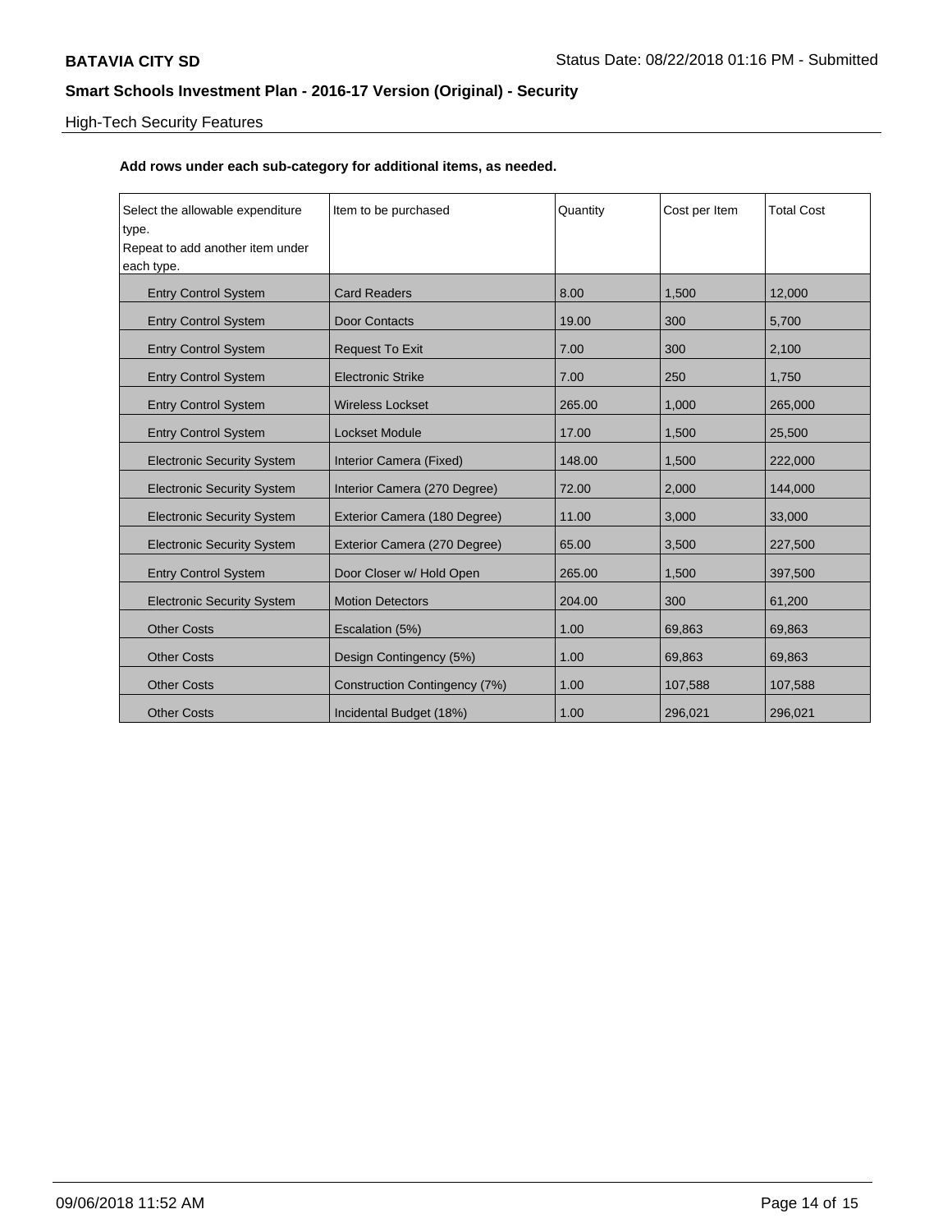**BATAVIA CITY SD**

**Smart Schools Investment Plan - 2016-17 Version (Original) - Security**

High-Tech Security Features

**Add rows under each sub-category for additional items, as needed.**

| Select the allowable expenditure type. Repeat to add another item under each type. | Item to be purchased | Quantity | Cost per Item | Total Cost |
|---|---|---|---|---|
| Entry Control System | Card Readers | 8.00 | 1,500 | 12,000 |
| Entry Control System | Door Contacts | 19.00 | 300 | 5,700 |
| Entry Control System | Request To Exit | 7.00 | 300 | 2,100 |
| Entry Control System | Electronic Strike | 7.00 | 250 | 1,750 |
| Entry Control System | Wireless Lockset | 265.00 | 1,000 | 265,000 |
| Entry Control System | Lockset Module | 17.00 | 1,500 | 25,500 |
| Electronic Security System | Interior Camera (Fixed) | 148.00 | 1,500 | 222,000 |
| Electronic Security System | Interior Camera (270 Degree) | 72.00 | 2,000 | 144,000 |
| Electronic Security System | Exterior Camera (180 Degree) | 11.00 | 3,000 | 33,000 |
| Electronic Security System | Exterior Camera (270 Degree) | 65.00 | 3,500 | 227,500 |
| Entry Control System | Door Closer w/ Hold Open | 265.00 | 1,500 | 397,500 |
| Electronic Security System | Motion Detectors | 204.00 | 300 | 61,200 |
| Other Costs | Escalation (5%) | 1.00 | 69,863 | 69,863 |
| Other Costs | Design Contingency (5%) | 1.00 | 69,863 | 69,863 |
| Other Costs | Construction Contingency (7%) | 1.00 | 107,588 | 107,588 |
| Other Costs | Incidental Budget (18%) | 1.00 | 296,021 | 296,021 |